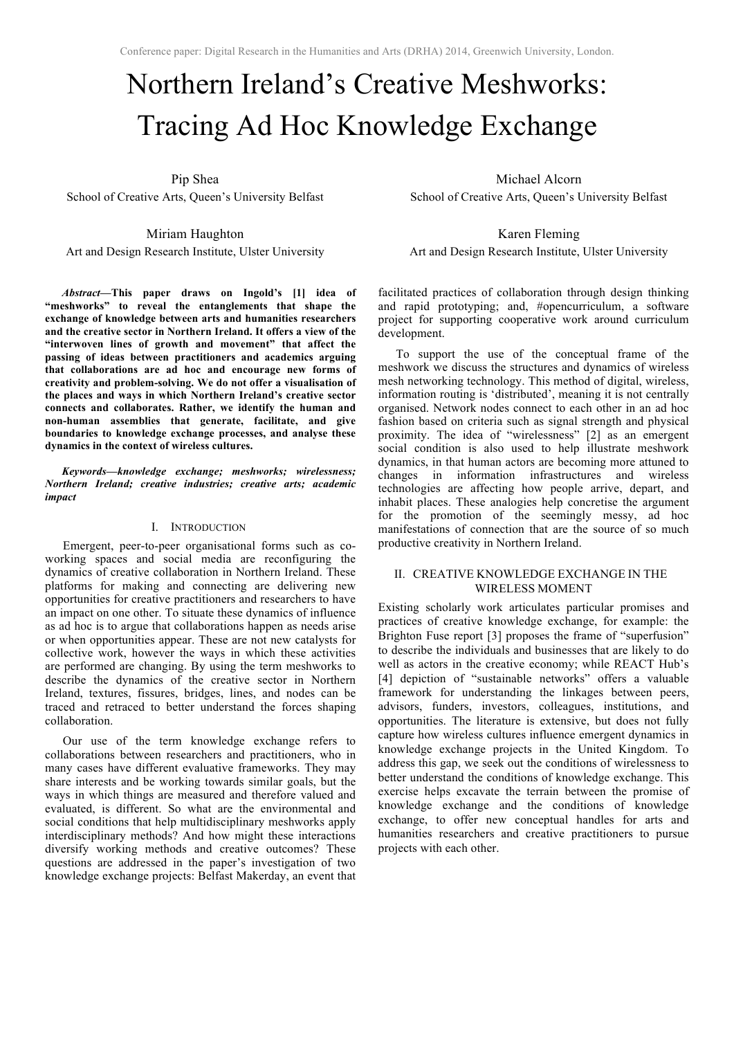Conference paper: Digital Research in the Humanities and Arts (DRHA) 2014, Greenwich University, London.

# Northern Ireland's Creative Meshworks: Tracing Ad Hoc Knowledge Exchange

Pip Shea
School of Creative Arts, Queen's University Belfast

Michael Alcorn
School of Creative Arts, Queen's University Belfast

Miriam Haughton
Art and Design Research Institute, Ulster University

Karen Fleming
Art and Design Research Institute, Ulster University

***Abstract*—This paper draws on Ingold's [1] idea of "meshworks" to reveal the entanglements that shape the exchange of knowledge between arts and humanities researchers and the creative sector in Northern Ireland. It offers a view of the "interwoven lines of growth and movement" that affect the passing of ideas between practitioners and academics arguing that collaborations are ad hoc and encourage new forms of creativity and problem-solving. We do not offer a visualisation of the places and ways in which Northern Ireland's creative sector connects and collaborates. Rather, we identify the human and non-human assemblies that generate, facilitate, and give boundaries to knowledge exchange processes, and analyse these dynamics in the context of wireless cultures.**

***Keywords—knowledge exchange; meshworks; wirelessness; Northern Ireland; creative industries; creative arts; academic impact***

## I. Introduction

Emergent, peer-to-peer organisational forms such as co-working spaces and social media are reconfiguring the dynamics of creative collaboration in Northern Ireland. These platforms for making and connecting are delivering new opportunities for creative practitioners and researchers to have an impact on one other. To situate these dynamics of influence as ad hoc is to argue that collaborations happen as needs arise or when opportunities appear. These are not new catalysts for collective work, however the ways in which these activities are performed are changing. By using the term meshworks to describe the dynamics of the creative sector in Northern Ireland, textures, fissures, bridges, lines, and nodes can be traced and retraced to better understand the forces shaping collaboration.

Our use of the term knowledge exchange refers to collaborations between researchers and practitioners, who in many cases have different evaluative frameworks. They may share interests and be working towards similar goals, but the ways in which things are measured and therefore valued and evaluated, is different. So what are the environmental and social conditions that help multidisciplinary meshworks apply interdisciplinary methods? And how might these interactions diversify working methods and creative outcomes? These questions are addressed in the paper's investigation of two knowledge exchange projects: Belfast Makerday, an event that facilitated practices of collaboration through design thinking and rapid prototyping; and, #opencurriculum, a software project for supporting cooperative work around curriculum development.

To support the use of the conceptual frame of the meshwork we discuss the structures and dynamics of wireless mesh networking technology. This method of digital, wireless, information routing is 'distributed', meaning it is not centrally organised. Network nodes connect to each other in an ad hoc fashion based on criteria such as signal strength and physical proximity. The idea of "wirelessness" [2] as an emergent social condition is also used to help illustrate meshwork dynamics, in that human actors are becoming more attuned to changes in information infrastructures and wireless technologies are affecting how people arrive, depart, and inhabit places. These analogies help concretise the argument for the promotion of the seemingly messy, ad hoc manifestations of connection that are the source of so much productive creativity in Northern Ireland.

## II. Creative Knowledge Exchange in the Wireless Moment

Existing scholarly work articulates particular promises and practices of creative knowledge exchange, for example: the Brighton Fuse report [3] proposes the frame of "superfusion" to describe the individuals and businesses that are likely to do well as actors in the creative economy; while REACT Hub's [4] depiction of "sustainable networks" offers a valuable framework for understanding the linkages between peers, advisors, funders, investors, colleagues, institutions, and opportunities. The literature is extensive, but does not fully capture how wireless cultures influence emergent dynamics in knowledge exchange projects in the United Kingdom. To address this gap, we seek out the conditions of wirelessness to better understand the conditions of knowledge exchange. This exercise helps excavate the terrain between the promise of knowledge exchange and the conditions of knowledge exchange, to offer new conceptual handles for arts and humanities researchers and creative practitioners to pursue projects with each other.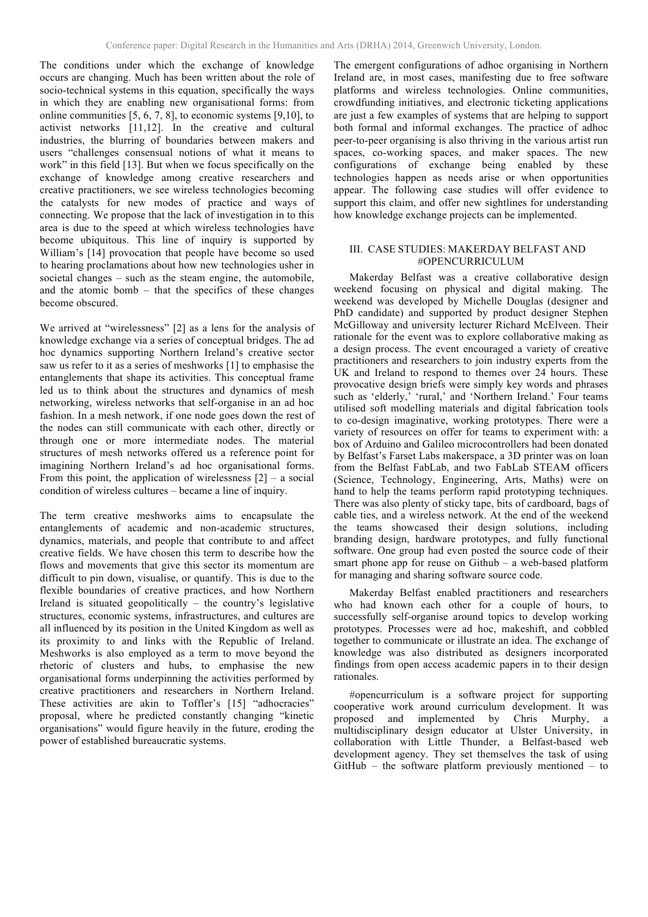The conditions under which the exchange of knowledge occurs are changing. Much has been written about the role of socio-technical systems in this equation, specifically the ways in which they are enabling new organisational forms: from online communities [5, 6, 7, 8], to economic systems [9,10], to activist networks [11,12]. In the creative and cultural industries, the blurring of boundaries between makers and users "challenges consensual notions of what it means to work" in this field [13]. But when we focus specifically on the exchange of knowledge among creative researchers and creative practitioners, we see wireless technologies becoming the catalysts for new modes of practice and ways of connecting. We propose that the lack of investigation in to this area is due to the speed at which wireless technologies have become ubiquitous. This line of inquiry is supported by William's [14] provocation that people have become so used to hearing proclamations about how new technologies usher in societal changes – such as the steam engine, the automobile, and the atomic bomb – that the specifics of these changes become obscured.

We arrived at "wirelessness" [2] as a lens for the analysis of knowledge exchange via a series of conceptual bridges. The ad hoc dynamics supporting Northern Ireland's creative sector saw us refer to it as a series of meshworks [1] to emphasise the entanglements that shape its activities. This conceptual frame led us to think about the structures and dynamics of mesh networking, wireless networks that self-organise in an ad hoc fashion. In a mesh network, if one node goes down the rest of the nodes can still communicate with each other, directly or through one or more intermediate nodes. The material structures of mesh networks offered us a reference point for imagining Northern Ireland's ad hoc organisational forms. From this point, the application of wirelessness [2] – a social condition of wireless cultures – became a line of inquiry.

The term creative meshworks aims to encapsulate the entanglements of academic and non-academic structures, dynamics, materials, and people that contribute to and affect creative fields. We have chosen this term to describe how the flows and movements that give this sector its momentum are difficult to pin down, visualise, or quantify. This is due to the flexible boundaries of creative practices, and how Northern Ireland is situated geopolitically – the country's legislative structures, economic systems, infrastructures, and cultures are all influenced by its position in the United Kingdom as well as its proximity to and links with the Republic of Ireland. Meshworks is also employed as a term to move beyond the rhetoric of clusters and hubs, to emphasise the new organisational forms underpinning the activities performed by creative practitioners and researchers in Northern Ireland. These activities are akin to Toffler's [15] "adhocracies" proposal, where he predicted constantly changing "kinetic organisations" would figure heavily in the future, eroding the power of established bureaucratic systems.

The emergent configurations of adhoc organising in Northern Ireland are, in most cases, manifesting due to free software platforms and wireless technologies. Online communities, crowdfunding initiatives, and electronic ticketing applications are just a few examples of systems that are helping to support both formal and informal exchanges. The practice of adhoc peer-to-peer organising is also thriving in the various artist run spaces, co-working spaces, and maker spaces. The new configurations of exchange being enabled by these technologies happen as needs arise or when opportunities appear. The following case studies will offer evidence to support this claim, and offer new sightlines for understanding how knowledge exchange projects can be implemented.

## III. CASE STUDIES: MAKERDAY BELFAST AND #OPENCURRICULUM

Makerday Belfast was a creative collaborative design weekend focusing on physical and digital making. The weekend was developed by Michelle Douglas (designer and PhD candidate) and supported by product designer Stephen McGilloway and university lecturer Richard McElveen. Their rationale for the event was to explore collaborative making as a design process. The event encouraged a variety of creative practitioners and researchers to join industry experts from the UK and Ireland to respond to themes over 24 hours. These provocative design briefs were simply key words and phrases such as 'elderly,' 'rural,' and 'Northern Ireland.' Four teams utilised soft modelling materials and digital fabrication tools to co-design imaginative, working prototypes. There were a variety of resources on offer for teams to experiment with: a box of Arduino and Galileo microcontrollers had been donated by Belfast's Farset Labs makerspace, a 3D printer was on loan from the Belfast FabLab, and two FabLab STEAM officers (Science, Technology, Engineering, Arts, Maths) were on hand to help the teams perform rapid prototyping techniques. There was also plenty of sticky tape, bits of cardboard, bags of cable ties, and a wireless network. At the end of the weekend the teams showcased their design solutions, including branding design, hardware prototypes, and fully functional software. One group had even posted the source code of their smart phone app for reuse on Github – a web-based platform for managing and sharing software source code.

Makerday Belfast enabled practitioners and researchers who had known each other for a couple of hours, to successfully self-organise around topics to develop working prototypes. Processes were ad hoc, makeshift, and cobbled together to communicate or illustrate an idea. The exchange of knowledge was also distributed as designers incorporated findings from open access academic papers in to their design rationales.

#opencurriculum is a software project for supporting cooperative work around curriculum development. It was proposed and implemented by Chris Murphy, a multidisciplinary design educator at Ulster University, in collaboration with Little Thunder, a Belfast-based web development agency. They set themselves the task of using GitHub – the software platform previously mentioned – to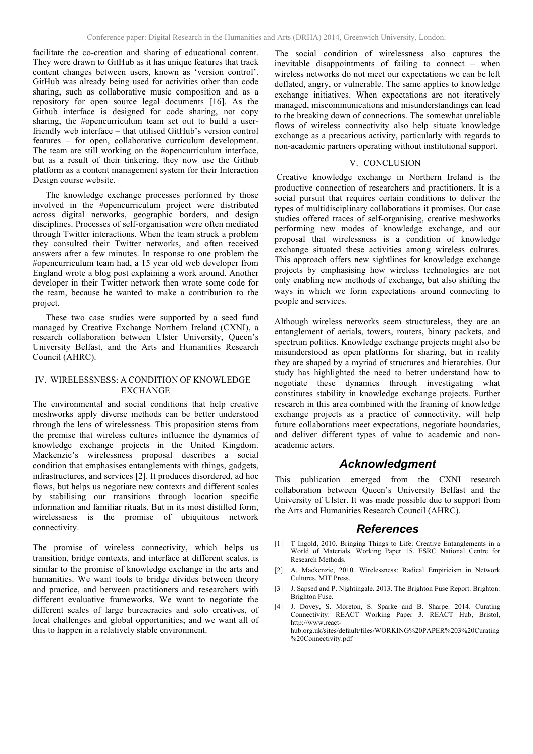facilitate the co-creation and sharing of educational content. They were drawn to GitHub as it has unique features that track content changes between users, known as 'version control'. GitHub was already being used for activities other than code sharing, such as collaborative music composition and as a repository for open source legal documents [16]. As the Github interface is designed for code sharing, not copy sharing, the #opencurriculum team set out to build a user-friendly web interface – that utilised GitHub's version control features – for open, collaborative curriculum development. The team are still working on the #opencurriculum interface, but as a result of their tinkering, they now use the Github platform as a content management system for their Interaction Design course website.

The knowledge exchange processes performed by those involved in the #opencurriculum project were distributed across digital networks, geographic borders, and design disciplines. Processes of self-organisation were often mediated through Twitter interactions. When the team struck a problem they consulted their Twitter networks, and often received answers after a few minutes. In response to one problem the #opencurriculum team had, a 15 year old web developer from England wrote a blog post explaining a work around. Another developer in their Twitter network then wrote some code for the team, because he wanted to make a contribution to the project.

These two case studies were supported by a seed fund managed by Creative Exchange Northern Ireland (CXNI), a research collaboration between Ulster University, Queen's University Belfast, and the Arts and Humanities Research Council (AHRC).

## IV. WIRELESSNESS: A CONDITION OF KNOWLEDGE EXCHANGE

The environmental and social conditions that help creative meshworks apply diverse methods can be better understood through the lens of wirelessness. This proposition stems from the premise that wireless cultures influence the dynamics of knowledge exchange projects in the United Kingdom. Mackenzie's wirelessness proposal describes a social condition that emphasises entanglements with things, gadgets, infrastructures, and services [2]. It produces disordered, ad hoc flows, but helps us negotiate new contexts and different scales by stabilising our transitions through location specific information and familiar rituals. But in its most distilled form, wirelessness is the promise of ubiquitous network connectivity.

The promise of wireless connectivity, which helps us transition, bridge contexts, and interface at different scales, is similar to the promise of knowledge exchange in the arts and humanities. We want tools to bridge divides between theory and practice, and between practitioners and researchers with different evaluative frameworks. We want to negotiate the different scales of large bureacracies and solo creatives, of local challenges and global opportunities; and we want all of this to happen in a relatively stable environment.

The social condition of wirelessness also captures the inevitable disappointments of failing to connect – when wireless networks do not meet our expectations we can be left deflated, angry, or vulnerable. The same applies to knowledge exchange initiatives. When expectations are not iteratively managed, miscommunications and misunderstandings can lead to the breaking down of connections. The somewhat unreliable flows of wireless connectivity also help situate knowledge exchange as a precarious activity, particularly with regards to non-academic partners operating without institutional support.

## V. CONCLUSION

Creative knowledge exchange in Northern Ireland is the productive connection of researchers and practitioners. It is a social pursuit that requires certain conditions to deliver the types of multidisciplinary collaborations it promises. Our case studies offered traces of self-organising, creative meshworks performing new modes of knowledge exchange, and our proposal that wirelessness is a condition of knowledge exchange situated these activities among wireless cultures. This approach offers new sightlines for knowledge exchange projects by emphasising how wireless technologies are not only enabling new methods of exchange, but also shifting the ways in which we form expectations around connecting to people and services.

Although wireless networks seem structureless, they are an entanglement of aerials, towers, routers, binary packets, and spectrum politics. Knowledge exchange projects might also be misunderstood as open platforms for sharing, but in reality they are shaped by a myriad of structures and hierarchies. Our study has highlighted the need to better understand how to negotiate these dynamics through investigating what constitutes stability in knowledge exchange projects. Further research in this area combined with the framing of knowledge exchange projects as a practice of connectivity, will help future collaborations meet expectations, negotiate boundaries, and deliver different types of value to academic and non-academic actors.

## *Acknowledgment*

This publication emerged from the CXNI research collaboration between Queen's University Belfast and the University of Ulster. It was made possible due to support from the Arts and Humanities Research Council (AHRC).

## *References*

[1] T Ingold, 2010. Bringing Things to Life: Creative Entanglements in a World of Materials. Working Paper 15. ESRC National Centre for Research Methods.

[2] A. Mackenzie, 2010. Wirelessness: Radical Empiricism in Network Cultures. MIT Press.

[3] J. Sapsed and P. Nightingale. 2013. The Brighton Fuse Report. Brighton: Brighton Fuse.

[4] J. Dovey, S. Moreton, S. Sparke and B. Sharpe. 2014. Curating Connectivity: REACT Working Paper 3. REACT Hub, Bristol, http://www.react-hub.org.uk/sites/default/files/WORKING%20PAPER%203%20Curating%20Connectivity.pdf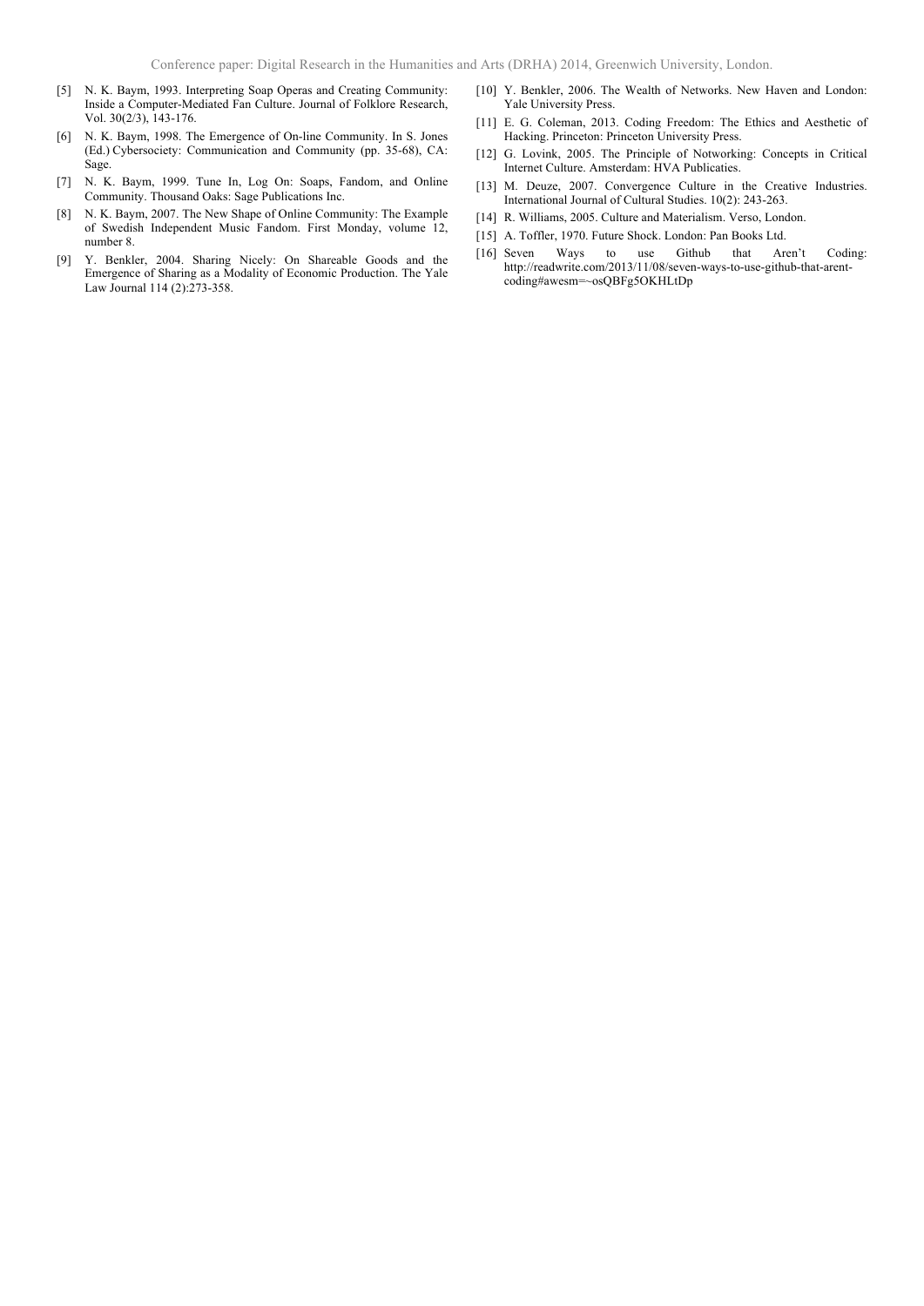[5] N. K. Baym, 1993. Interpreting Soap Operas and Creating Community: Inside a Computer-Mediated Fan Culture. Journal of Folklore Research, Vol. 30(2/3), 143-176.

[6] N. K. Baym, 1998. The Emergence of On-line Community. In S. Jones (Ed.) Cybersociety: Communication and Community (pp. 35-68), CA: Sage.

[7] N. K. Baym, 1999. Tune In, Log On: Soaps, Fandom, and Online Community. Thousand Oaks: Sage Publications Inc.

[8] N. K. Baym, 2007. The New Shape of Online Community: The Example of Swedish Independent Music Fandom. First Monday, volume 12, number 8.

[9] Y. Benkler, 2004. Sharing Nicely: On Shareable Goods and the Emergence of Sharing as a Modality of Economic Production. The Yale Law Journal 114 (2):273-358.

[10] Y. Benkler, 2006. The Wealth of Networks. New Haven and London: Yale University Press.

[11] E. G. Coleman, 2013. Coding Freedom: The Ethics and Aesthetic of Hacking. Princeton: Princeton University Press.

[12] G. Lovink, 2005. The Principle of Notworking: Concepts in Critical Internet Culture. Amsterdam: HVA Publicaties.

[13] M. Deuze, 2007. Convergence Culture in the Creative Industries. International Journal of Cultural Studies. 10(2): 243-263.

[14] R. Williams, 2005. Culture and Materialism. Verso, London.

[15] A. Toffler, 1970. Future Shock. London: Pan Books Ltd.

[16] Seven Ways to use Github that Aren't Coding: http://readwrite.com/2013/11/08/seven-ways-to-use-github-that-arent-coding#awesm=~osQBFg5OKHLtDp